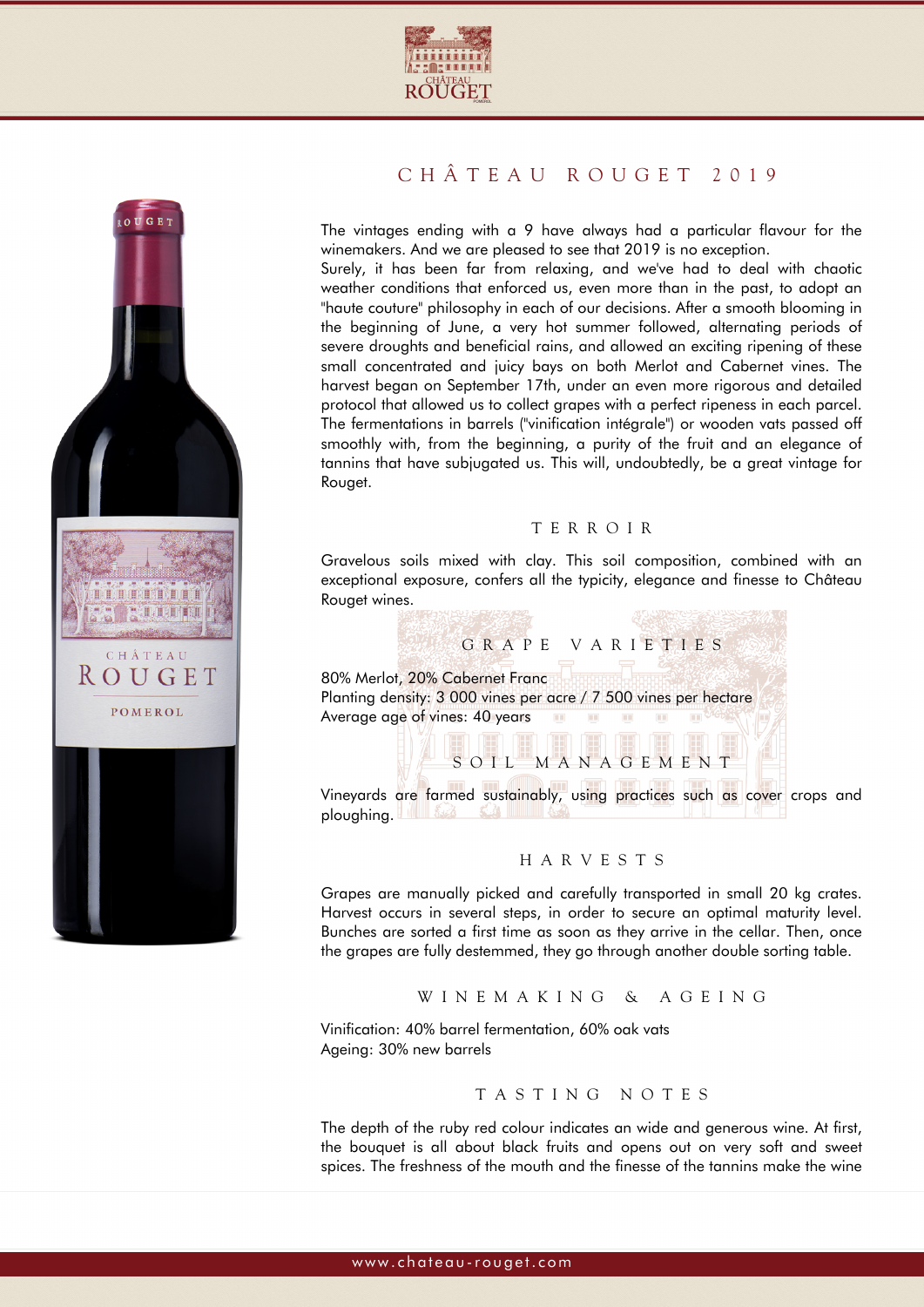# CHÂTEAU ROUGET 2019

The vintages ending with a 9 have always had a particular flavour for the winemakers. And we are pleased to see that 2019 is no exception.
Surely, it has been far from relaxing, and we've had to deal with chaotic weather conditions that enforced us, even more than in the past, to adopt an "haute couture" philosophy in each of our decisions. After a smooth blooming in the beginning of June, a very hot summer followed, alternating periods of severe droughts and beneficial rains, and allowed an exciting ripening of these small concentrated and juicy bays on both Merlot and Cabernet vines. The harvest began on September 17th, under an even more rigorous and detailed protocol that allowed us to collect grapes with a perfect ripeness in each parcel. The fermentations in barrels ("vinification intégrale") or wooden vats passed off smoothly with, from the beginning, a purity of the fruit and an elegance of tannins that have subjugated us. This will, undoubtedly, be a great vintage for Rouget.

## TERROIR

Gravelous soils mixed with clay. This soil composition, combined with an exceptional exposure, confers all the typicity, elegance and finesse to Château Rouget wines.

## GRAPE VARIETIES

80% Merlot, 20% Cabernet Franc
Planting density: 3 000 vines per acre / 7 500 vines per hectare
Average age of vines: 40 years

## SOIL MANAGEMENT

Vineyards are farmed sustainably, using practices such as cover crops and ploughing.

## HARVESTS

Grapes are manually picked and carefully transported in small 20 kg crates. Harvest occurs in several steps, in order to secure an optimal maturity level. Bunches are sorted a first time as soon as they arrive in the cellar. Then, once the grapes are fully destemmed, they go through another double sorting table.

## WINEMAKING & AGEING

Vinification: 40% barrel fermentation, 60% oak vats
Ageing: 30% new barrels

## TASTING NOTES

The depth of the ruby red colour indicates an wide and generous wine. At first, the bouquet is all about black fruits and opens out on very soft and sweet spices. The freshness of the mouth and the finesse of the tannins make the wine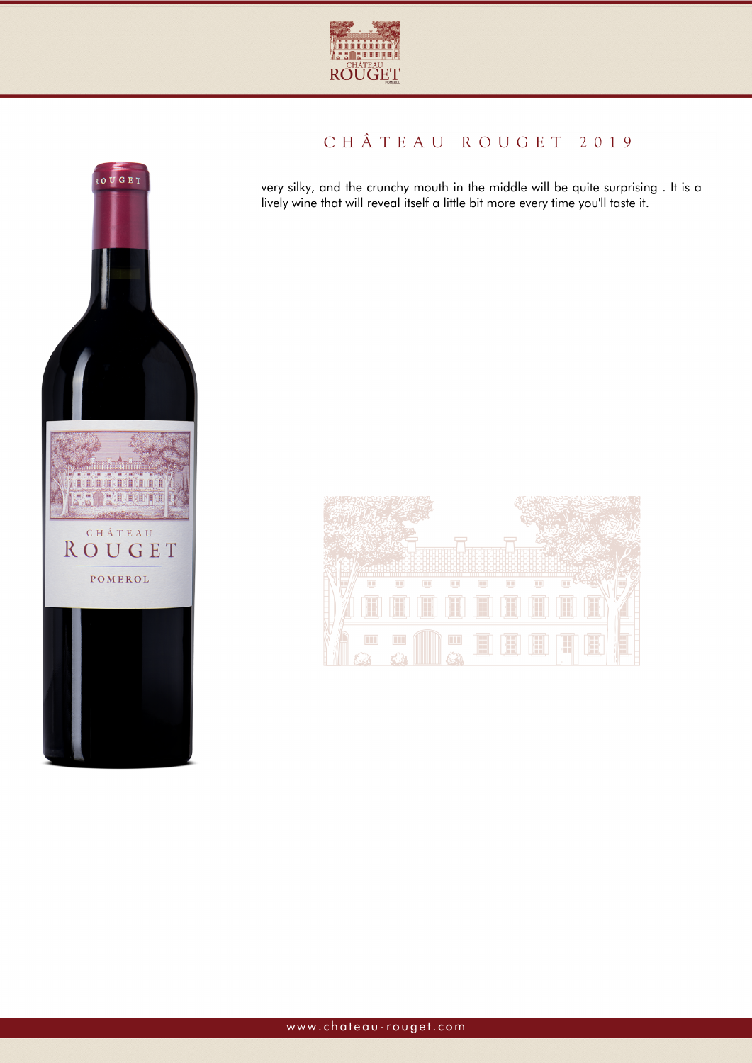# CHÂTEAU ROUGET 2019

very silky, and the crunchy mouth in the middle will be quite surprising . It is a lively wine that will reveal itself a little bit more every time you'll taste it.